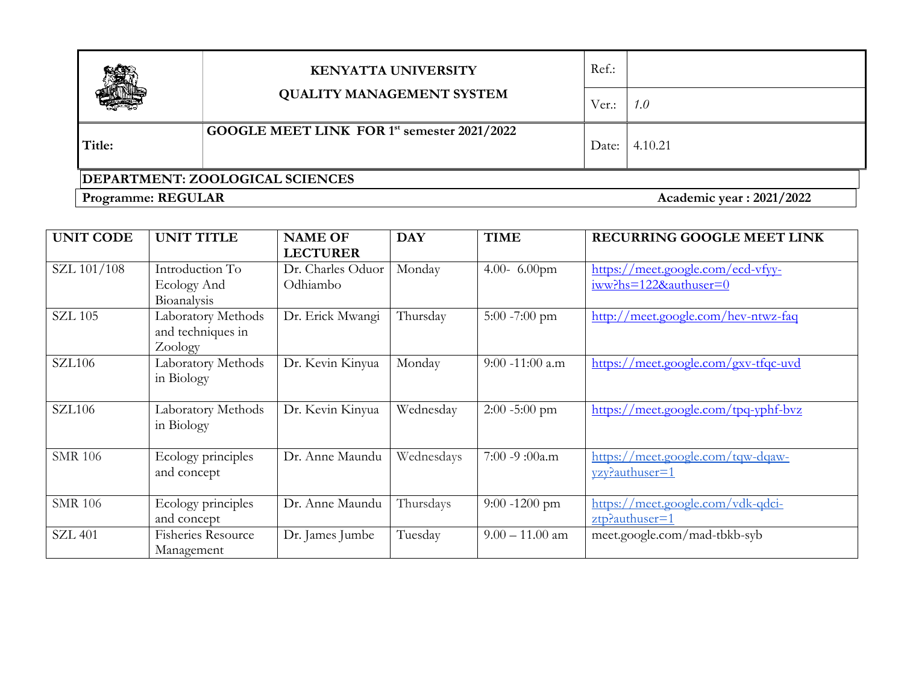| | KENYATTA UNIVERSITY<br>QUALITY MANAGEMENT SYSTEM | Ref.: | |
|---|---|---|---|
| | | Ver.: | *1.0* |
| **Title:** | **GOOGLE MEET LINK FOR 1st semester 2021/2022** | Date: | 4.10.21 |

**DEPARTMENT: ZOOLOGICAL SCIENCES**

**Programme: REGULAR** **Academic year : 2021/2022**

| UNIT CODE | UNIT TITLE | NAME OF LECTURER | DAY | TIME | RECURRING GOOGLE MEET LINK |
|---|---|---|---|---|---|
| SZL 101/108 | Introduction To Ecology And Bioanalysis | Dr. Charles Oduor Odhiambo | Monday | 4.00- 6.00pm | https://meet.google.com/ecd-vfyy-iww?hs=122&authuser=0 |
| SZL 105 | Laboratory Methods and techniques in Zoology | Dr. Erick Mwangi | Thursday | 5:00 -7:00 pm | http://meet.google.com/hev-ntwz-faq |
| SZL106 | Laboratory Methods in Biology | Dr. Kevin Kinyua | Monday | 9:00 -11:00 a.m | https://meet.google.com/gxv-tfqc-uvd |
| SZL106 | Laboratory Methods in Biology | Dr. Kevin Kinyua | Wednesday | 2:00 -5:00 pm | https://meet.google.com/tpq-yphf-bvz |
| SMR 106 | Ecology principles and concept | Dr. Anne Maundu | Wednesdays | 7:00 -9 :00a.m | https://meet.google.com/tqw-dqaw-yzy?authuser=1 |
| SMR 106 | Ecology principles and concept | Dr. Anne Maundu | Thursdays | 9:00 -1200 pm | https://meet.google.com/vdk-qdci-ztp?authuser=1 |
| SZL 401 | Fisheries Resource Management | Dr. James Jumbe | Tuesday | 9.00 – 11.00 am | meet.google.com/mad-tbkb-syb |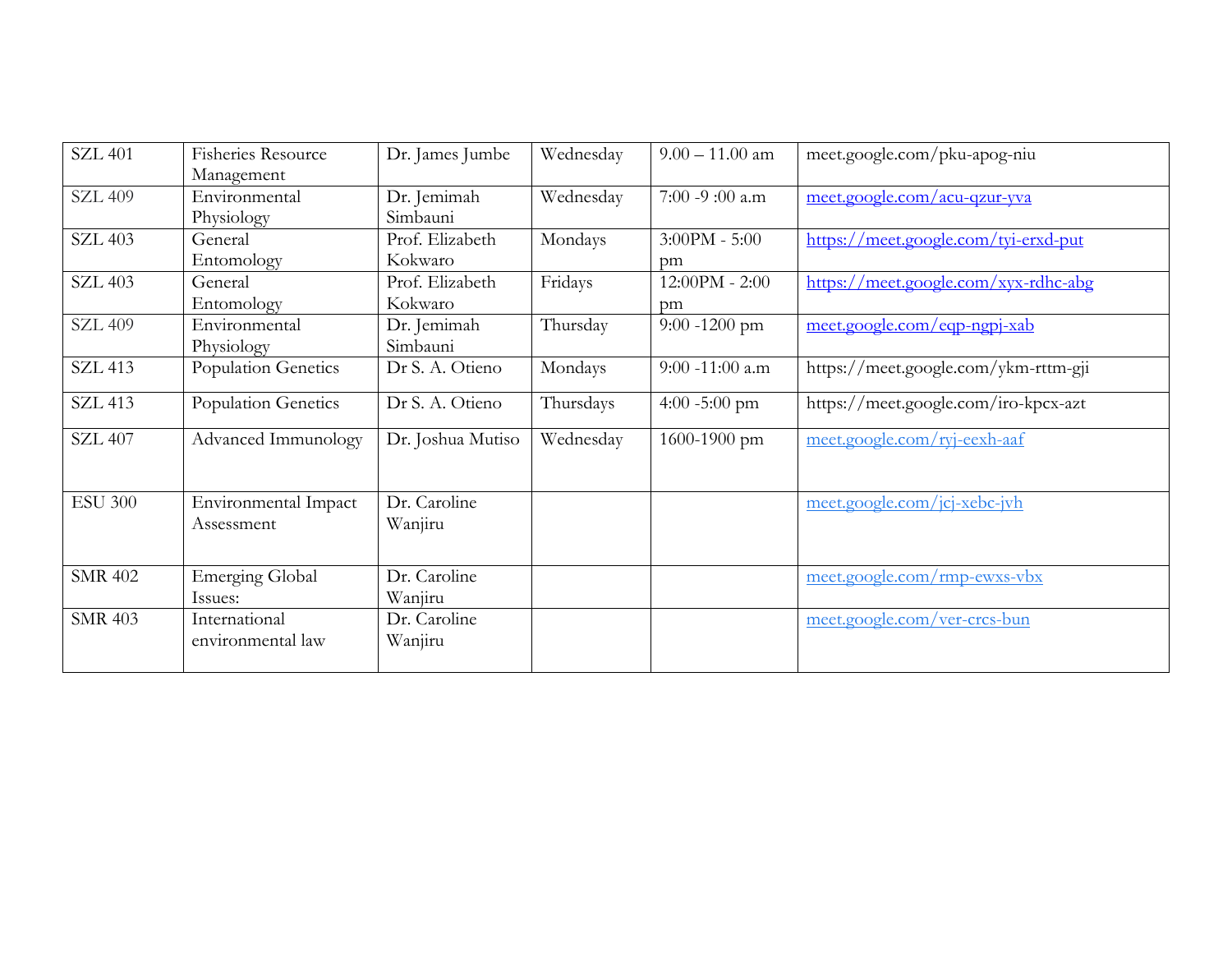| | | | | | |
|---|---|---|---|---|---|
| SZL 401 | Fisheries Resource Management | Dr. James Jumbe | Wednesday | 9.00 – 11.00 am | meet.google.com/pku-apog-niu |
| SZL 409 | Environmental Physiology | Dr. Jemimah Simbauni | Wednesday | 7:00 -9 :00 a.m | meet.google.com/acu-qzur-yva |
| SZL 403 | General Entomology | Prof. Elizabeth Kokwaro | Mondays | 3:00PM - 5:00 pm | https://meet.google.com/tyi-erxd-put |
| SZL 403 | General Entomology | Prof. Elizabeth Kokwaro | Fridays | 12:00PM - 2:00 pm | https://meet.google.com/xyx-rdhc-abg |
| SZL 409 | Environmental Physiology | Dr. Jemimah Simbauni | Thursday | 9:00 -1200 pm | meet.google.com/eqp-ngpj-xab |
| SZL 413 | Population Genetics | Dr S. A. Otieno | Mondays | 9:00 -11:00 a.m | https://meet.google.com/ykm-rttm-gji |
| SZL 413 | Population Genetics | Dr S. A. Otieno | Thursdays | 4:00 -5:00 pm | https://meet.google.com/iro-kpcx-azt |
| SZL 407 | Advanced Immunology | Dr. Joshua Mutiso | Wednesday | 1600-1900 pm | meet.google.com/ryj-eexh-aaf |
| ESU 300 | Environmental Impact Assessment | Dr. Caroline Wanjiru | | | meet.google.com/jcj-xebc-jvh |
| SMR 402 | Emerging Global Issues: | Dr. Caroline Wanjiru | | | meet.google.com/rmp-ewxs-vbx |
| SMR 403 | International environmental law | Dr. Caroline Wanjiru | | | meet.google.com/ver-crcs-bun |